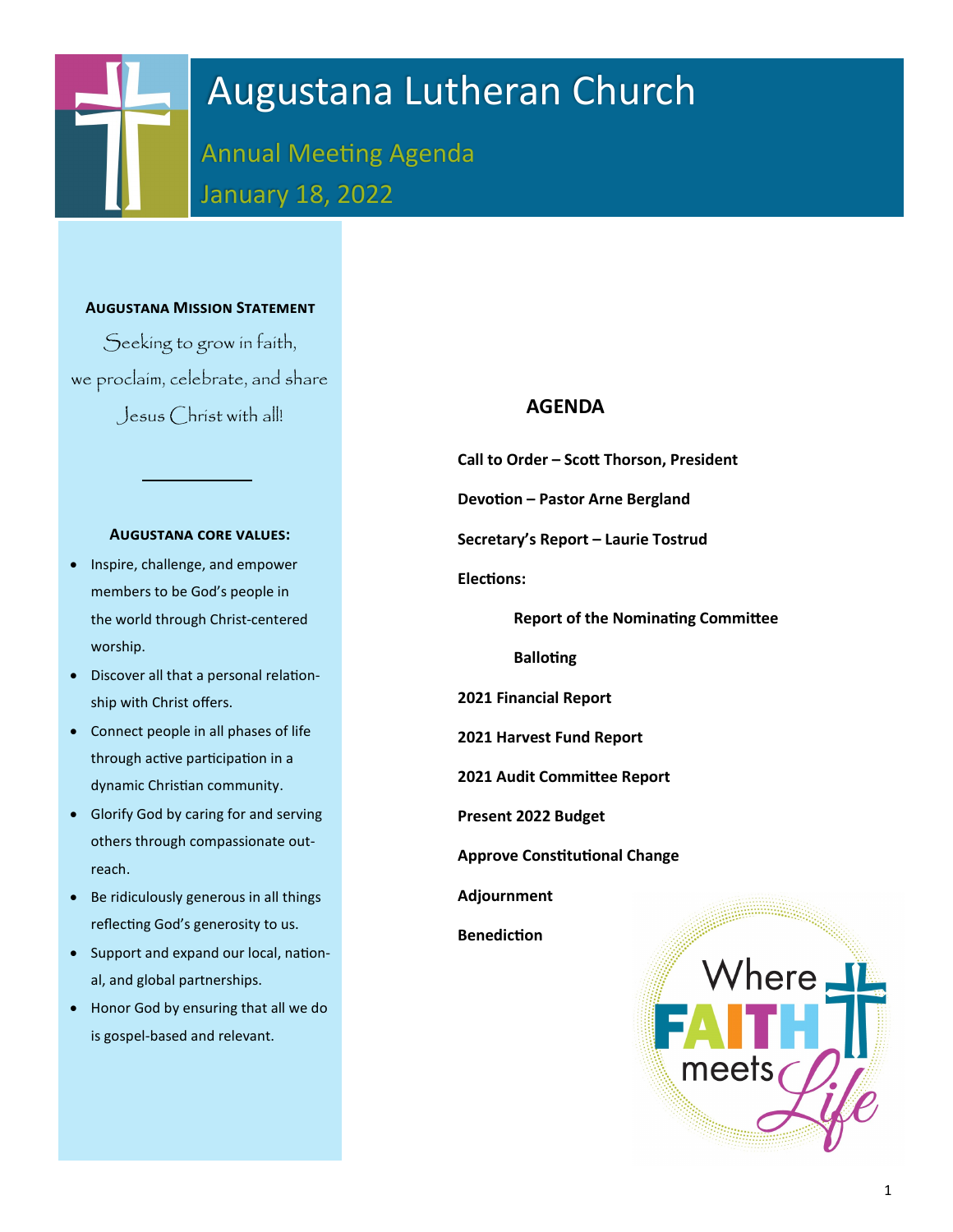# Augustana Lutheran Church

## Annual Meeting Agenda
## January 18, 2022

### Augustana Mission Statement

Seeking to grow in faith,
we proclaim, celebrate, and share
Jesus Christ with all!

---

### Augustana core values:

- Inspire, challenge, and empower members to be God's people in the world through Christ-centered worship.
- Discover all that a personal relationship with Christ offers.
- Connect people in all phases of life through active participation in a dynamic Christian community.
- Glorify God by caring for and serving others through compassionate outreach.
- Be ridiculously generous in all things reflecting God's generosity to us.
- Support and expand our local, national, and global partnerships.
- Honor God by ensuring that all we do is gospel-based and relevant.

## AGENDA

**Call to Order – Scott Thorson, President**

**Devotion – Pastor Arne Bergland**

**Secretary's Report – Laurie Tostrud**

**Elections:**

- **Report of the Nominating Committee**
- **Balloting**

**2021 Financial Report**

**2021 Harvest Fund Report**

**2021 Audit Committee Report**

**Present 2022 Budget**

**Approve Constitutional Change**

**Adjournment**

**Benediction**

Where FAITH meets Life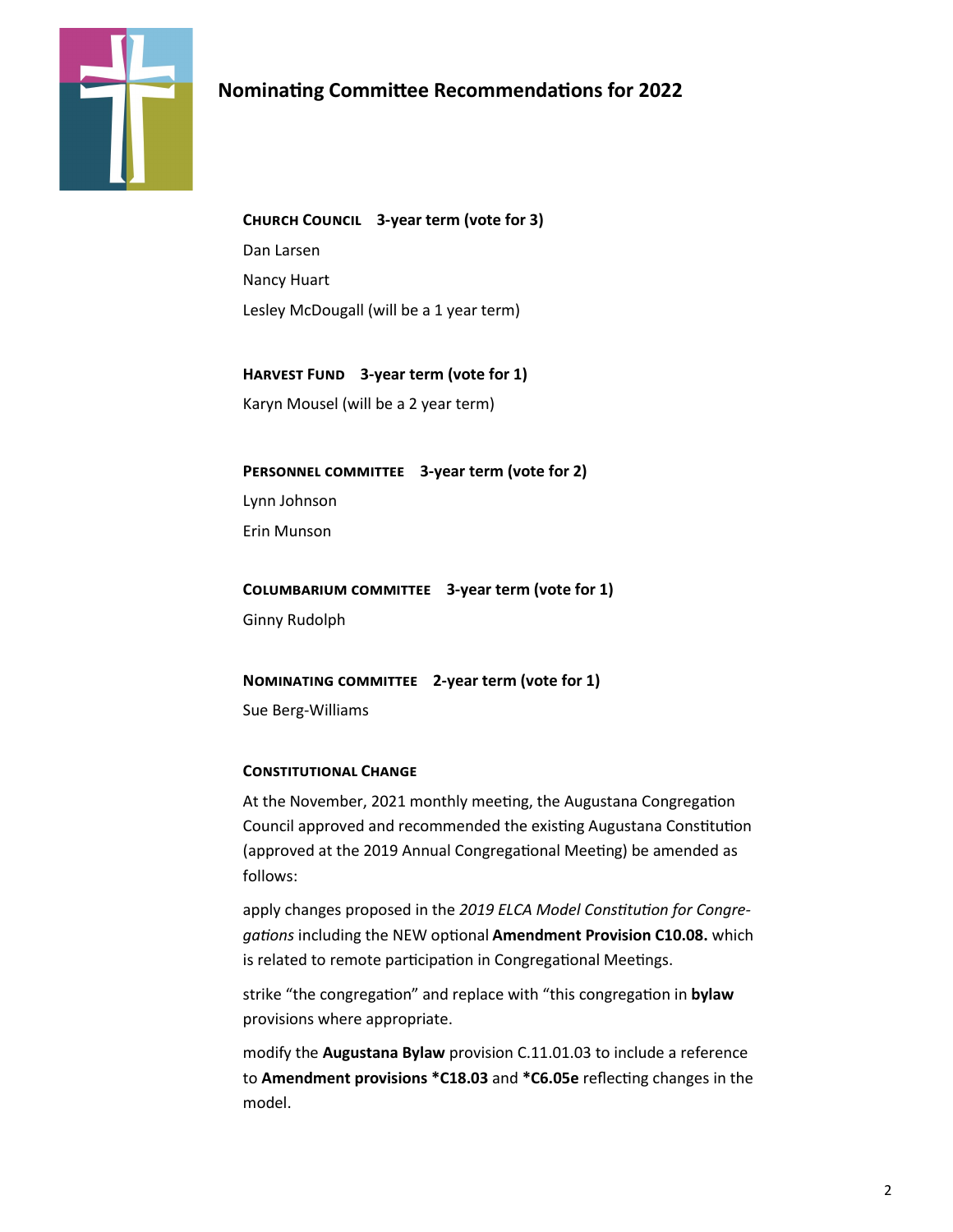# Nominating Committee Recommendations for 2022

**Church Council 3-year term (vote for 3)**

Dan Larsen

Nancy Huart

Lesley McDougall (will be a 1 year term)

**Harvest Fund 3-year term (vote for 1)**

Karyn Mousel (will be a 2 year term)

**Personnel committee 3-year term (vote for 2)**

Lynn Johnson

Erin Munson

**Columbarium committee 3-year term (vote for 1)**

Ginny Rudolph

**Nominating committee 2-year term (vote for 1)**

Sue Berg-Williams

**Constitutional Change**

At the November, 2021 monthly meeting, the Augustana Congregation Council approved and recommended the existing Augustana Constitution (approved at the 2019 Annual Congregational Meeting) be amended as follows:

apply changes proposed in the *2019 ELCA Model Constitution for Congregations* including the NEW optional **Amendment Provision C10.08.** which is related to remote participation in Congregational Meetings.

strike "the congregation" and replace with "this congregation in **bylaw** provisions where appropriate.

modify the **Augustana Bylaw** provision C.11.01.03 to include a reference to **Amendment provisions *C18.03** and ***C6.05e** reflecting changes in the model.